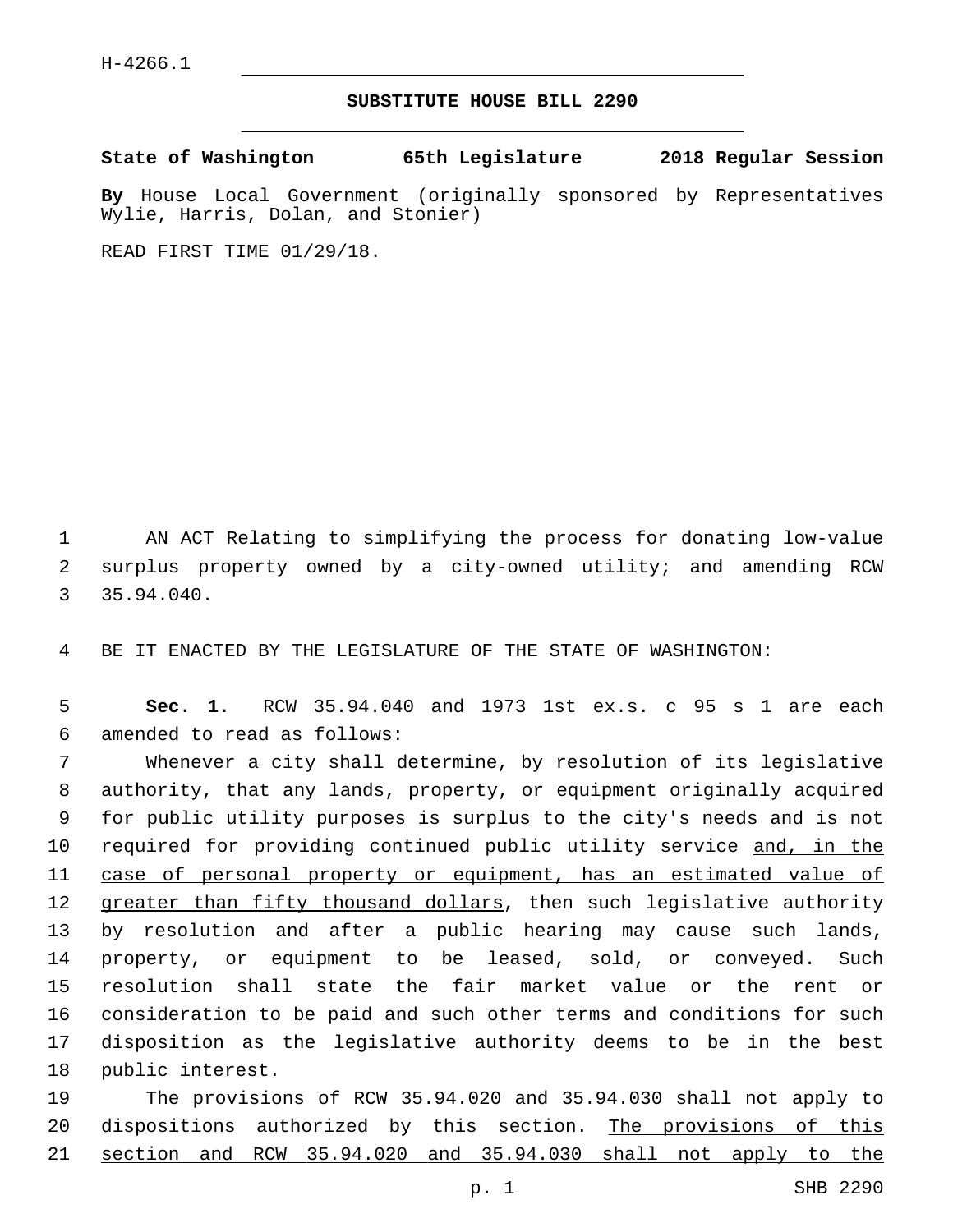H-4266.1

# SUBSTITUTE HOUSE BILL 2290

**State of Washington 65th Legislature 2018 Regular Session**

**By** House Local Government (originally sponsored by Representatives Wylie, Harris, Dolan, and Stonier)

READ FIRST TIME 01/29/18.

AN ACT Relating to simplifying the process for donating low-value surplus property owned by a city-owned utility; and amending RCW 35.94.040.

BE IT ENACTED BY THE LEGISLATURE OF THE STATE OF WASHINGTON:

**Sec. 1.** RCW 35.94.040 and 1973 1st ex.s. c 95 s 1 are each amended to read as follows:

Whenever a city shall determine, by resolution of its legislative authority, that any lands, property, or equipment originally acquired for public utility purposes is surplus to the city's needs and is not required for providing continued public utility service <u>and, in the case of personal property or equipment, has an estimated value of greater than fifty thousand dollars</u>, then such legislative authority by resolution and after a public hearing may cause such lands, property, or equipment to be leased, sold, or conveyed. Such resolution shall state the fair market value or the rent or consideration to be paid and such other terms and conditions for such disposition as the legislative authority deems to be in the best public interest.

The provisions of RCW 35.94.020 and 35.94.030 shall not apply to dispositions authorized by this section. <u>The provisions of this section and RCW 35.94.020 and 35.94.030 shall not apply to the</u>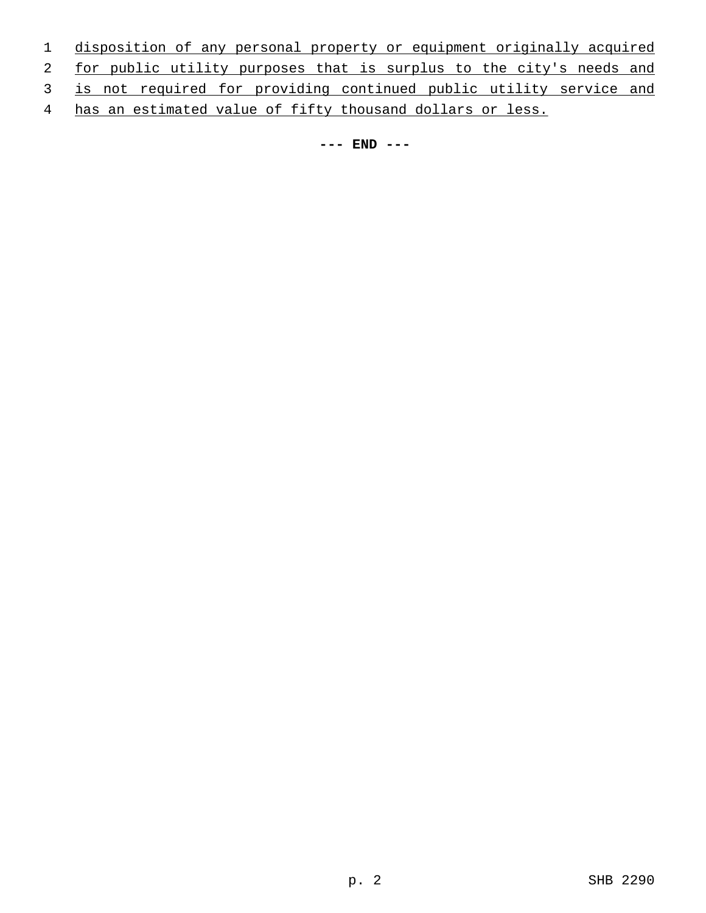disposition of any personal property or equipment originally acquired for public utility purposes that is surplus to the city's needs and is not required for providing continued public utility service and has an estimated value of fifty thousand dollars or less.

**--- END ---**